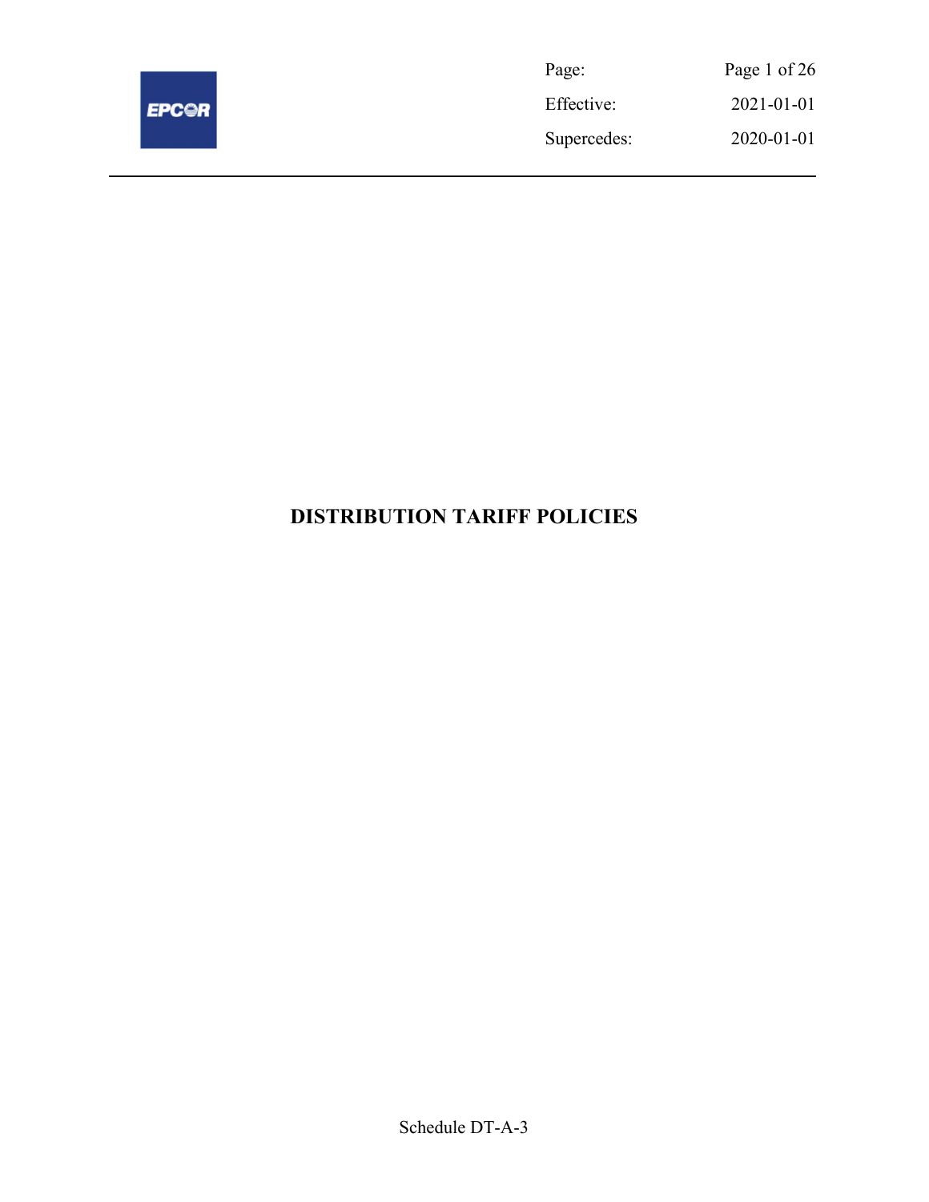| | |
|---|---|
| Page: | Page 1 of 26 |
| Effective: | 2021-01-01 |
| Supercedes: | 2020-01-01 |

# DISTRIBUTION TARIFF POLICIES

Schedule DT-A-3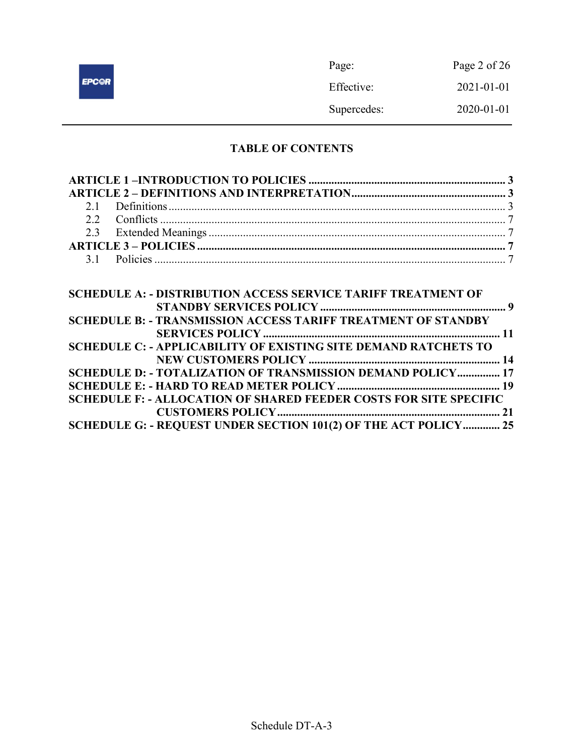# TABLE OF CONTENTS

**ARTICLE 1 –INTRODUCTION TO POLICIES .................................................................... 3**

**ARTICLE 2 – DEFINITIONS AND INTERPRETATION...................................................... 3**

- 2.1 Definitions ........................................................................................................ 3
- 2.2 Conflicts ........................................................................................................... 7
- 2.3 Extended Meanings ......................................................................................... 7

**ARTICLE 3 – POLICIES ........................................................................................... 7**

- 3.1 Policies ............................................................................................................ 7

**SCHEDULE A: - DISTRIBUTION ACCESS SERVICE TARIFF TREATMENT OF STANDBY SERVICES POLICY .................................................................. 9**

**SCHEDULE B: - TRANSMISSION ACCESS TARIFF TREATMENT OF STANDBY SERVICES POLICY .................................................................................. 11**

**SCHEDULE C: - APPLICABILITY OF EXISTING SITE DEMAND RATCHETS TO NEW CUSTOMERS POLICY ................................................................... 14**

**SCHEDULE D: - TOTALIZATION OF TRANSMISSION DEMAND POLICY............... 17**

**SCHEDULE E: - HARD TO READ METER POLICY ......................................................... 19**

**SCHEDULE F: - ALLOCATION OF SHARED FEEDER COSTS FOR SITE SPECIFIC CUSTOMERS POLICY ............................................................................. 21**

**SCHEDULE G: - REQUEST UNDER SECTION 101(2) OF THE ACT POLICY............. 25**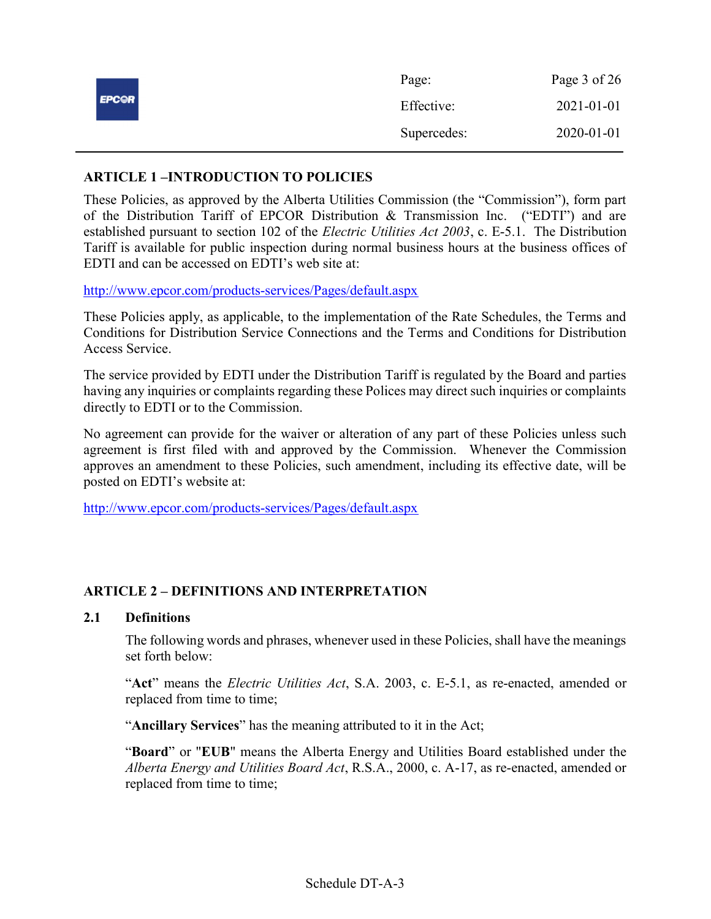## ARTICLE 1 –INTRODUCTION TO POLICIES

These Policies, as approved by the Alberta Utilities Commission (the "Commission"), form part of the Distribution Tariff of EPCOR Distribution & Transmission Inc. ("EDTI") and are established pursuant to section 102 of the *Electric Utilities Act 2003*, c. E-5.1. The Distribution Tariff is available for public inspection during normal business hours at the business offices of EDTI and can be accessed on EDTI's web site at:

http://www.epcor.com/products-services/Pages/default.aspx

These Policies apply, as applicable, to the implementation of the Rate Schedules, the Terms and Conditions for Distribution Service Connections and the Terms and Conditions for Distribution Access Service.

The service provided by EDTI under the Distribution Tariff is regulated by the Board and parties having any inquiries or complaints regarding these Polices may direct such inquiries or complaints directly to EDTI or to the Commission.

No agreement can provide for the waiver or alteration of any part of these Policies unless such agreement is first filed with and approved by the Commission. Whenever the Commission approves an amendment to these Policies, such amendment, including its effective date, will be posted on EDTI's website at:

http://www.epcor.com/products-services/Pages/default.aspx

## ARTICLE 2 – DEFINITIONS AND INTERPRETATION

### 2.1 Definitions

The following words and phrases, whenever used in these Policies, shall have the meanings set forth below:

"**Act**" means the *Electric Utilities Act*, S.A. 2003, c. E-5.1, as re-enacted, amended or replaced from time to time;

"**Ancillary Services**" has the meaning attributed to it in the Act;

"**Board**" or "**EUB**" means the Alberta Energy and Utilities Board established under the *Alberta Energy and Utilities Board Act*, R.S.A., 2000, c. A-17, as re-enacted, amended or replaced from time to time;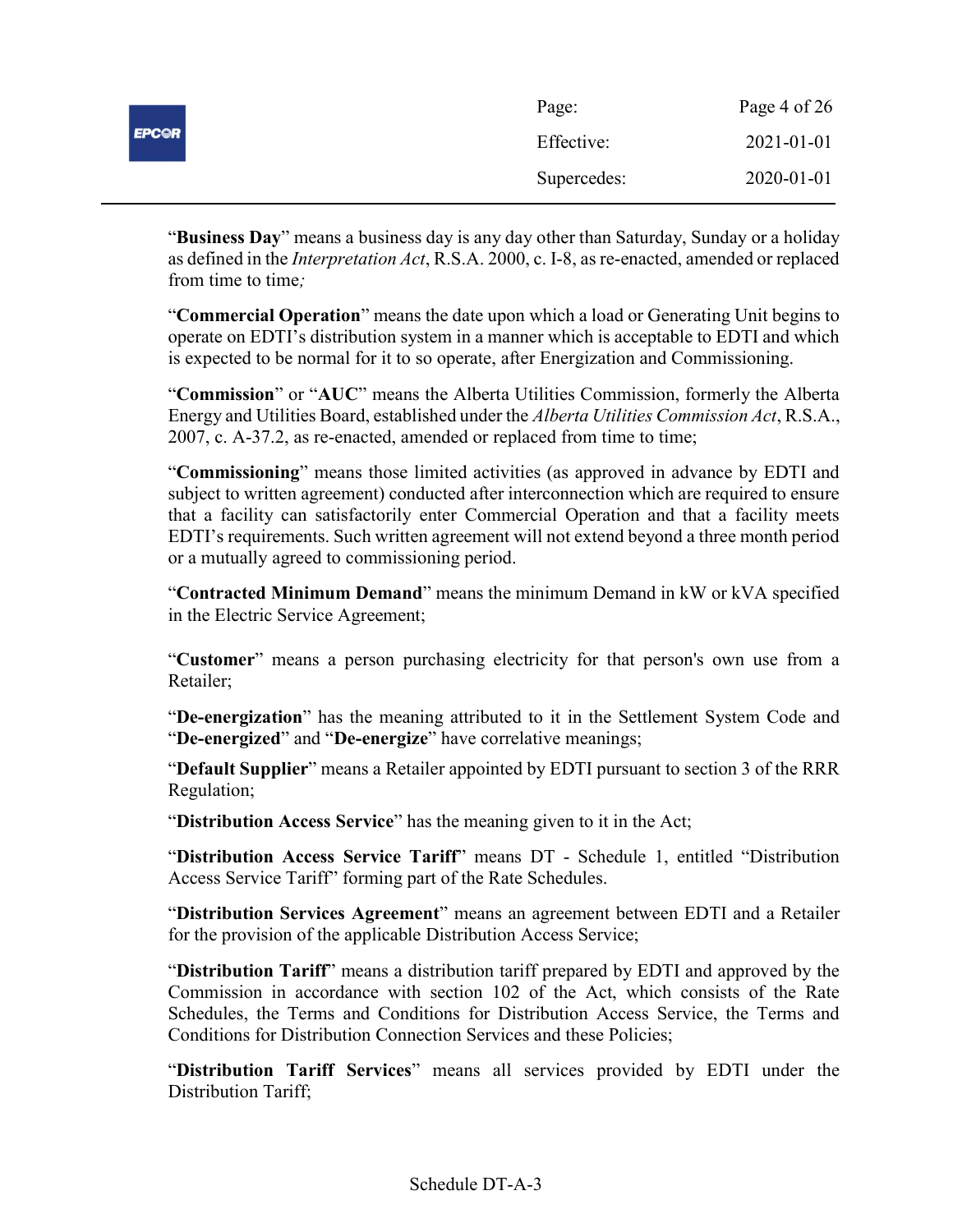"**Business Day**" means a business day is any day other than Saturday, Sunday or a holiday as defined in the *Interpretation Act*, R.S.A. 2000, c. I-8, as re-enacted, amended or replaced from time to time*;*

"**Commercial Operation**" means the date upon which a load or Generating Unit begins to operate on EDTI's distribution system in a manner which is acceptable to EDTI and which is expected to be normal for it to so operate, after Energization and Commissioning.

"**Commission**" or "**AUC**" means the Alberta Utilities Commission, formerly the Alberta Energy and Utilities Board, established under the *Alberta Utilities Commission Act*, R.S.A., 2007, c. A-37.2, as re-enacted, amended or replaced from time to time;

"**Commissioning**" means those limited activities (as approved in advance by EDTI and subject to written agreement) conducted after interconnection which are required to ensure that a facility can satisfactorily enter Commercial Operation and that a facility meets EDTI's requirements. Such written agreement will not extend beyond a three month period or a mutually agreed to commissioning period.

"**Contracted Minimum Demand**" means the minimum Demand in kW or kVA specified in the Electric Service Agreement;

"**Customer**" means a person purchasing electricity for that person's own use from a Retailer;

"**De-energization**" has the meaning attributed to it in the Settlement System Code and "**De-energized**" and "**De-energize**" have correlative meanings;

"**Default Supplier**" means a Retailer appointed by EDTI pursuant to section 3 of the RRR Regulation;

"**Distribution Access Service**" has the meaning given to it in the Act;

"**Distribution Access Service Tariff**" means DT - Schedule 1, entitled "Distribution Access Service Tariff" forming part of the Rate Schedules.

"**Distribution Services Agreement**" means an agreement between EDTI and a Retailer for the provision of the applicable Distribution Access Service;

"**Distribution Tariff**" means a distribution tariff prepared by EDTI and approved by the Commission in accordance with section 102 of the Act, which consists of the Rate Schedules, the Terms and Conditions for Distribution Access Service, the Terms and Conditions for Distribution Connection Services and these Policies;

"**Distribution Tariff Services**" means all services provided by EDTI under the Distribution Tariff;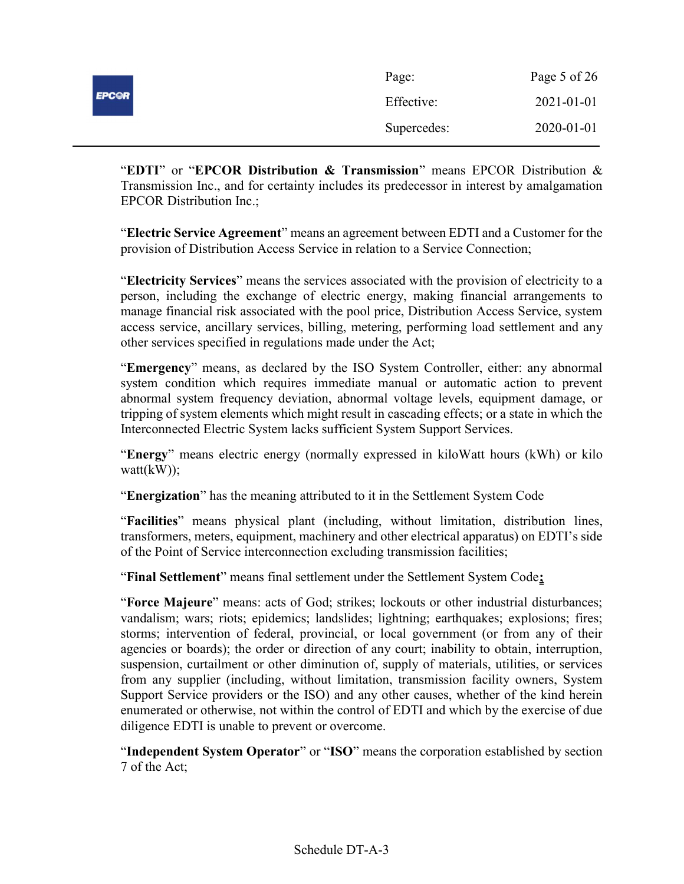"**EDTI**" or "**EPCOR Distribution & Transmission**" means EPCOR Distribution & Transmission Inc., and for certainty includes its predecessor in interest by amalgamation EPCOR Distribution Inc.;

"**Electric Service Agreement**" means an agreement between EDTI and a Customer for the provision of Distribution Access Service in relation to a Service Connection;

"**Electricity Services**" means the services associated with the provision of electricity to a person, including the exchange of electric energy, making financial arrangements to manage financial risk associated with the pool price, Distribution Access Service, system access service, ancillary services, billing, metering, performing load settlement and any other services specified in regulations made under the Act;

"**Emergency**" means, as declared by the ISO System Controller, either: any abnormal system condition which requires immediate manual or automatic action to prevent abnormal system frequency deviation, abnormal voltage levels, equipment damage, or tripping of system elements which might result in cascading effects; or a state in which the Interconnected Electric System lacks sufficient System Support Services.

"**Energy**" means electric energy (normally expressed in kiloWatt hours (kWh) or kilo watt(kW));

"**Energization**" has the meaning attributed to it in the Settlement System Code

"**Facilities**" means physical plant (including, without limitation, distribution lines, transformers, meters, equipment, machinery and other electrical apparatus) on EDTI's side of the Point of Service interconnection excluding transmission facilities;

"**Final Settlement**" means final settlement under the Settlement System Code**;**

"**Force Majeure**" means: acts of God; strikes; lockouts or other industrial disturbances; vandalism; wars; riots; epidemics; landslides; lightning; earthquakes; explosions; fires; storms; intervention of federal, provincial, or local government (or from any of their agencies or boards); the order or direction of any court; inability to obtain, interruption, suspension, curtailment or other diminution of, supply of materials, utilities, or services from any supplier (including, without limitation, transmission facility owners, System Support Service providers or the ISO) and any other causes, whether of the kind herein enumerated or otherwise, not within the control of EDTI and which by the exercise of due diligence EDTI is unable to prevent or overcome.

"**Independent System Operator**" or "**ISO**" means the corporation established by section 7 of the Act;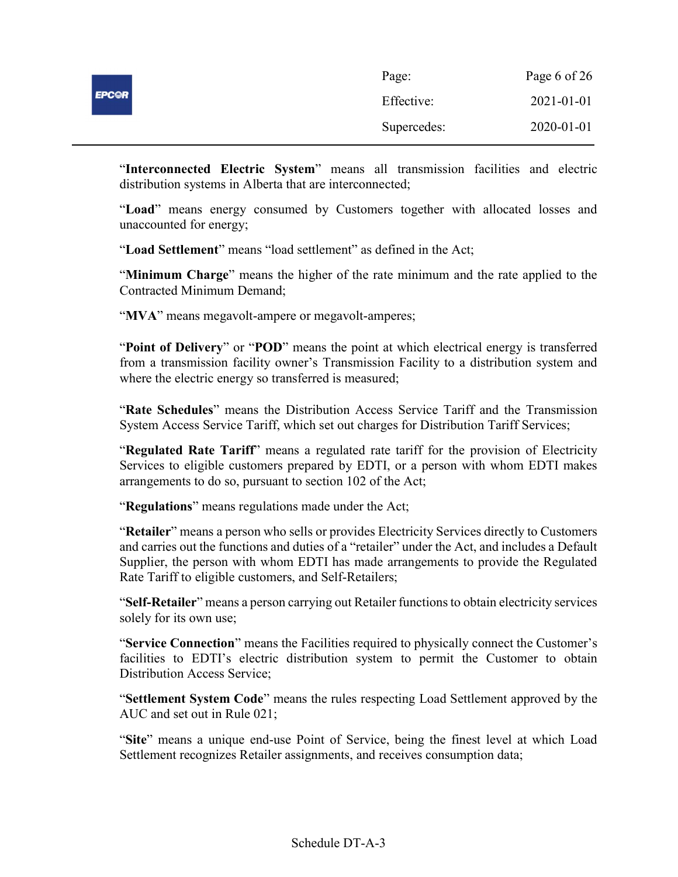"**Interconnected Electric System**" means all transmission facilities and electric distribution systems in Alberta that are interconnected;

"**Load**" means energy consumed by Customers together with allocated losses and unaccounted for energy;

"**Load Settlement**" means "load settlement" as defined in the Act;

"**Minimum Charge**" means the higher of the rate minimum and the rate applied to the Contracted Minimum Demand;

"**MVA**" means megavolt-ampere or megavolt-amperes;

"**Point of Delivery**" or "**POD**" means the point at which electrical energy is transferred from a transmission facility owner's Transmission Facility to a distribution system and where the electric energy so transferred is measured;

"**Rate Schedules**" means the Distribution Access Service Tariff and the Transmission System Access Service Tariff, which set out charges for Distribution Tariff Services;

"**Regulated Rate Tariff**" means a regulated rate tariff for the provision of Electricity Services to eligible customers prepared by EDTI, or a person with whom EDTI makes arrangements to do so, pursuant to section 102 of the Act;

"**Regulations**" means regulations made under the Act;

"**Retailer**" means a person who sells or provides Electricity Services directly to Customers and carries out the functions and duties of a "retailer" under the Act, and includes a Default Supplier, the person with whom EDTI has made arrangements to provide the Regulated Rate Tariff to eligible customers, and Self-Retailers;

"**Self-Retailer**" means a person carrying out Retailer functions to obtain electricity services solely for its own use;

"**Service Connection**" means the Facilities required to physically connect the Customer's facilities to EDTI's electric distribution system to permit the Customer to obtain Distribution Access Service;

"**Settlement System Code**" means the rules respecting Load Settlement approved by the AUC and set out in Rule 021;

"**Site**" means a unique end-use Point of Service, being the finest level at which Load Settlement recognizes Retailer assignments, and receives consumption data;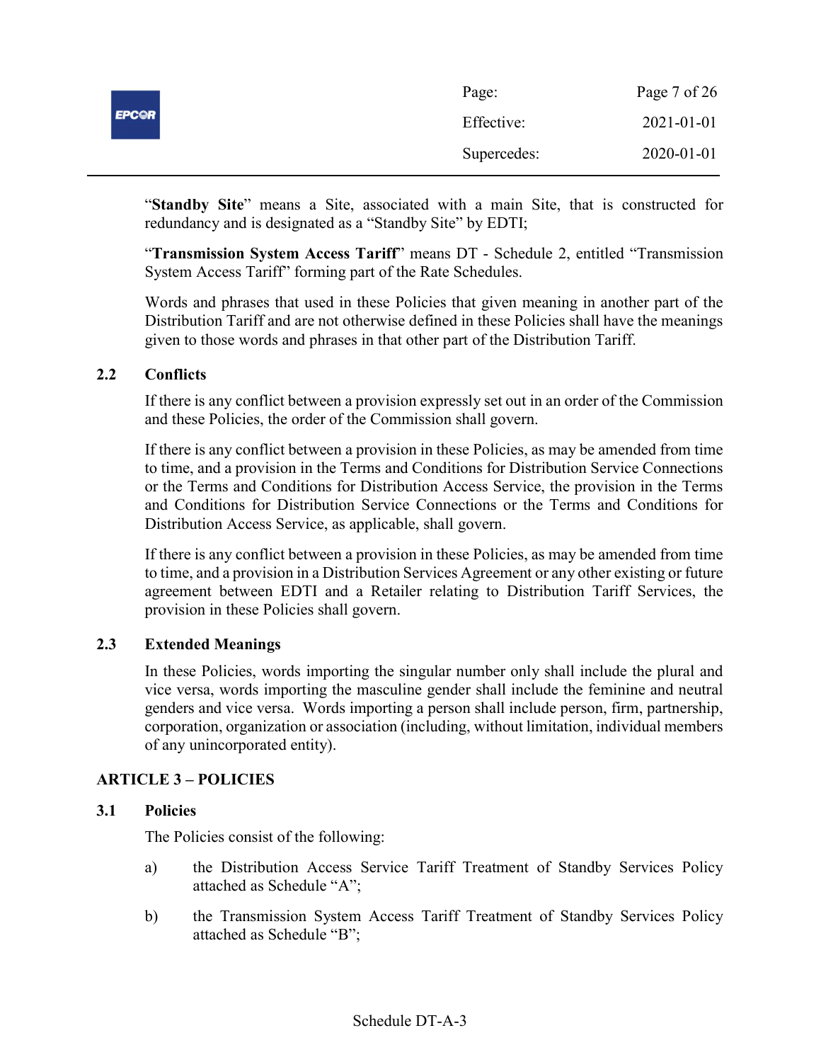"**Standby Site**" means a Site, associated with a main Site, that is constructed for redundancy and is designated as a "Standby Site" by EDTI;

"**Transmission System Access Tariff**" means DT - Schedule 2, entitled "Transmission System Access Tariff" forming part of the Rate Schedules.

Words and phrases that used in these Policies that given meaning in another part of the Distribution Tariff and are not otherwise defined in these Policies shall have the meanings given to those words and phrases in that other part of the Distribution Tariff.

### 2.2 Conflicts

If there is any conflict between a provision expressly set out in an order of the Commission and these Policies, the order of the Commission shall govern.

If there is any conflict between a provision in these Policies, as may be amended from time to time, and a provision in the Terms and Conditions for Distribution Service Connections or the Terms and Conditions for Distribution Access Service, the provision in the Terms and Conditions for Distribution Service Connections or the Terms and Conditions for Distribution Access Service, as applicable, shall govern.

If there is any conflict between a provision in these Policies, as may be amended from time to time, and a provision in a Distribution Services Agreement or any other existing or future agreement between EDTI and a Retailer relating to Distribution Tariff Services, the provision in these Policies shall govern.

### 2.3 Extended Meanings

In these Policies, words importing the singular number only shall include the plural and vice versa, words importing the masculine gender shall include the feminine and neutral genders and vice versa. Words importing a person shall include person, firm, partnership, corporation, organization or association (including, without limitation, individual members of any unincorporated entity).

## ARTICLE 3 – POLICIES

### 3.1 Policies

The Policies consist of the following:

a) the Distribution Access Service Tariff Treatment of Standby Services Policy attached as Schedule "A";

b) the Transmission System Access Tariff Treatment of Standby Services Policy attached as Schedule "B";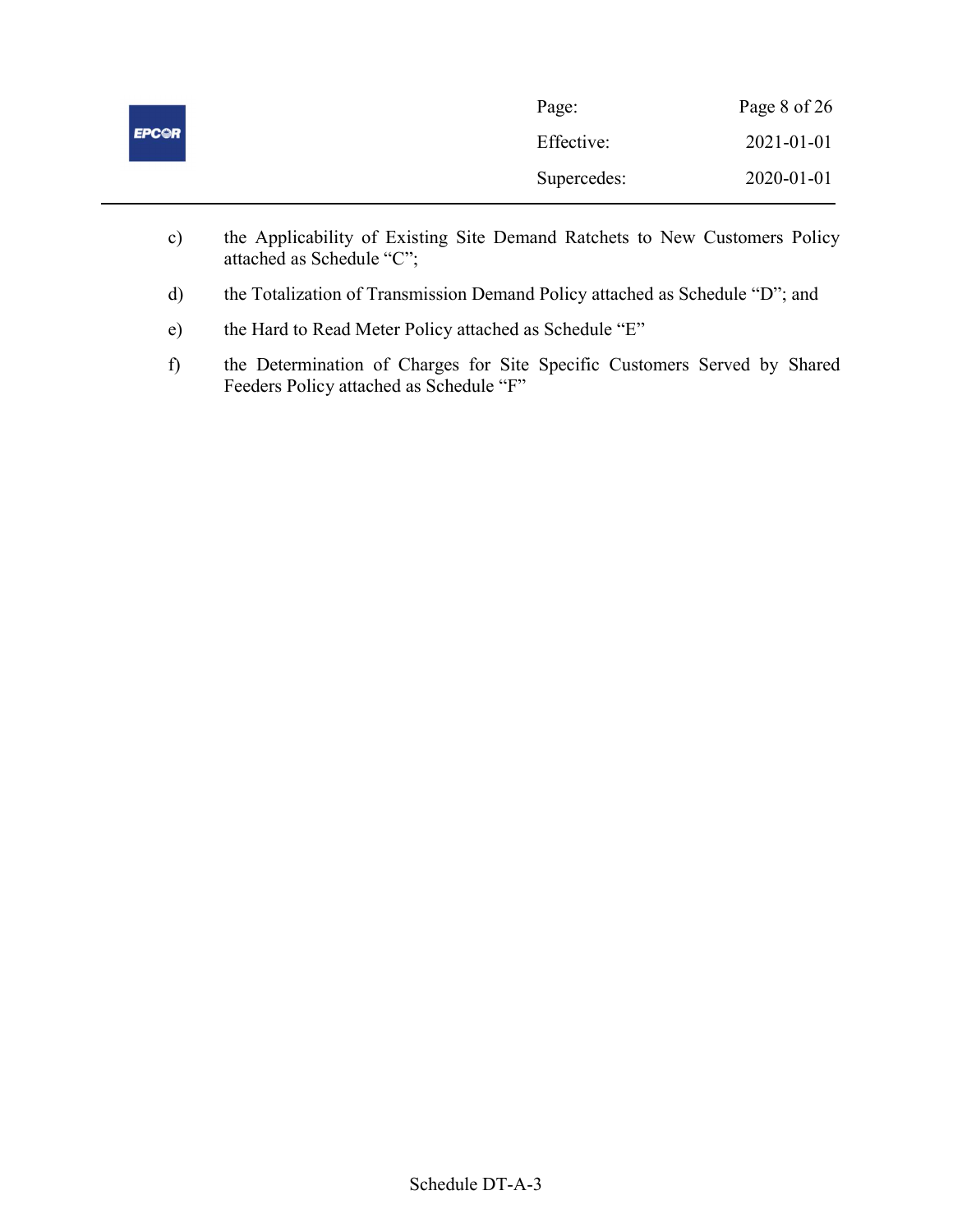c) the Applicability of Existing Site Demand Ratchets to New Customers Policy attached as Schedule "C";

d) the Totalization of Transmission Demand Policy attached as Schedule "D"; and

e) the Hard to Read Meter Policy attached as Schedule "E"

f) the Determination of Charges for Site Specific Customers Served by Shared Feeders Policy attached as Schedule "F"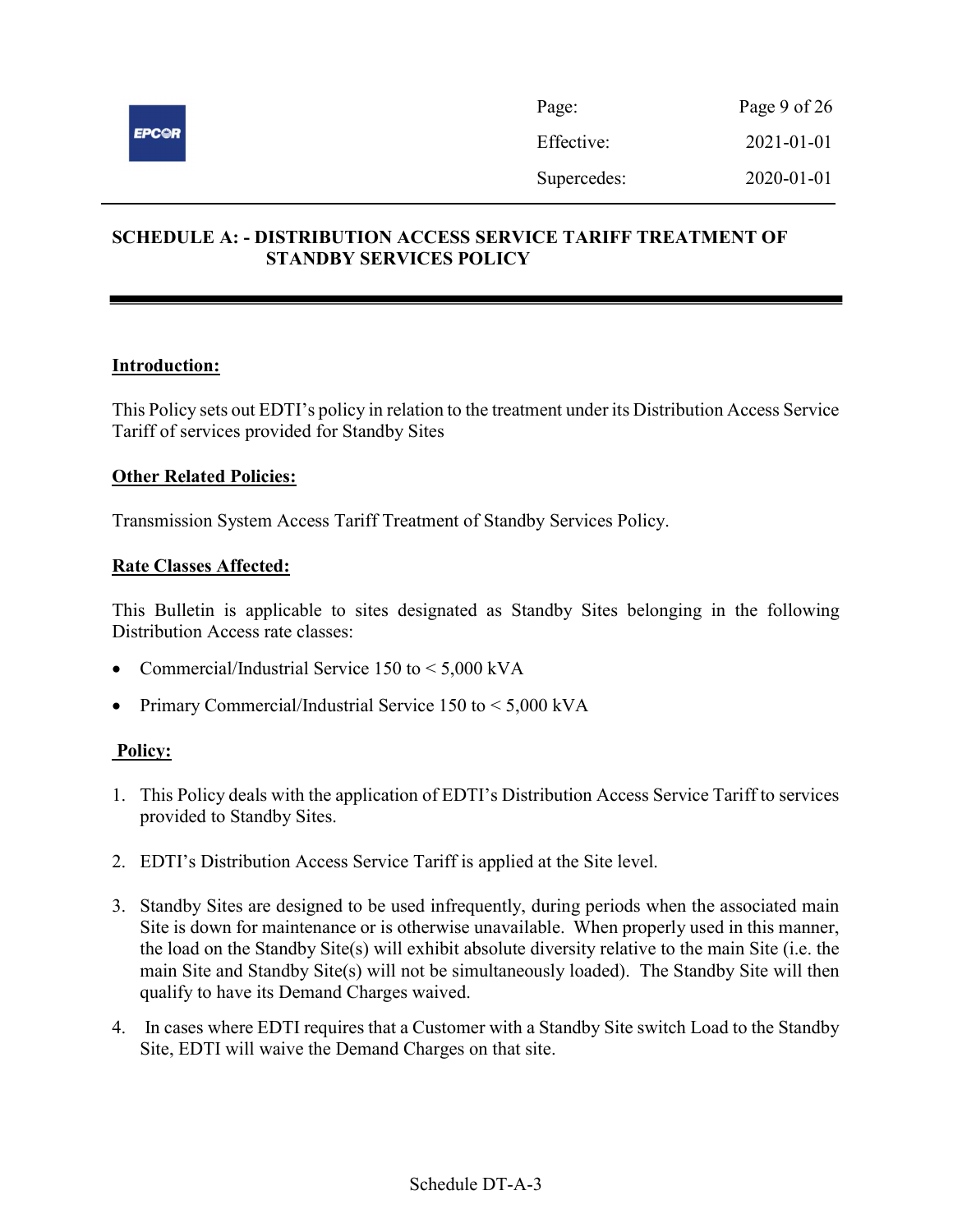# SCHEDULE A: - DISTRIBUTION ACCESS SERVICE TARIFF TREATMENT OF STANDBY SERVICES POLICY

**Introduction:**

This Policy sets out EDTI's policy in relation to the treatment under its Distribution Access Service Tariff of services provided for Standby Sites

**Other Related Policies:**

Transmission System Access Tariff Treatment of Standby Services Policy.

**Rate Classes Affected:**

This Bulletin is applicable to sites designated as Standby Sites belonging in the following Distribution Access rate classes:

- Commercial/Industrial Service 150 to < 5,000 kVA
- Primary Commercial/Industrial Service 150 to < 5,000 kVA

**Policy:**

1. This Policy deals with the application of EDTI's Distribution Access Service Tariff to services provided to Standby Sites.
2. EDTI's Distribution Access Service Tariff is applied at the Site level.
3. Standby Sites are designed to be used infrequently, during periods when the associated main Site is down for maintenance or is otherwise unavailable. When properly used in this manner, the load on the Standby Site(s) will exhibit absolute diversity relative to the main Site (i.e. the main Site and Standby Site(s) will not be simultaneously loaded). The Standby Site will then qualify to have its Demand Charges waived.
4. In cases where EDTI requires that a Customer with a Standby Site switch Load to the Standby Site, EDTI will waive the Demand Charges on that site.

Schedule DT-A-3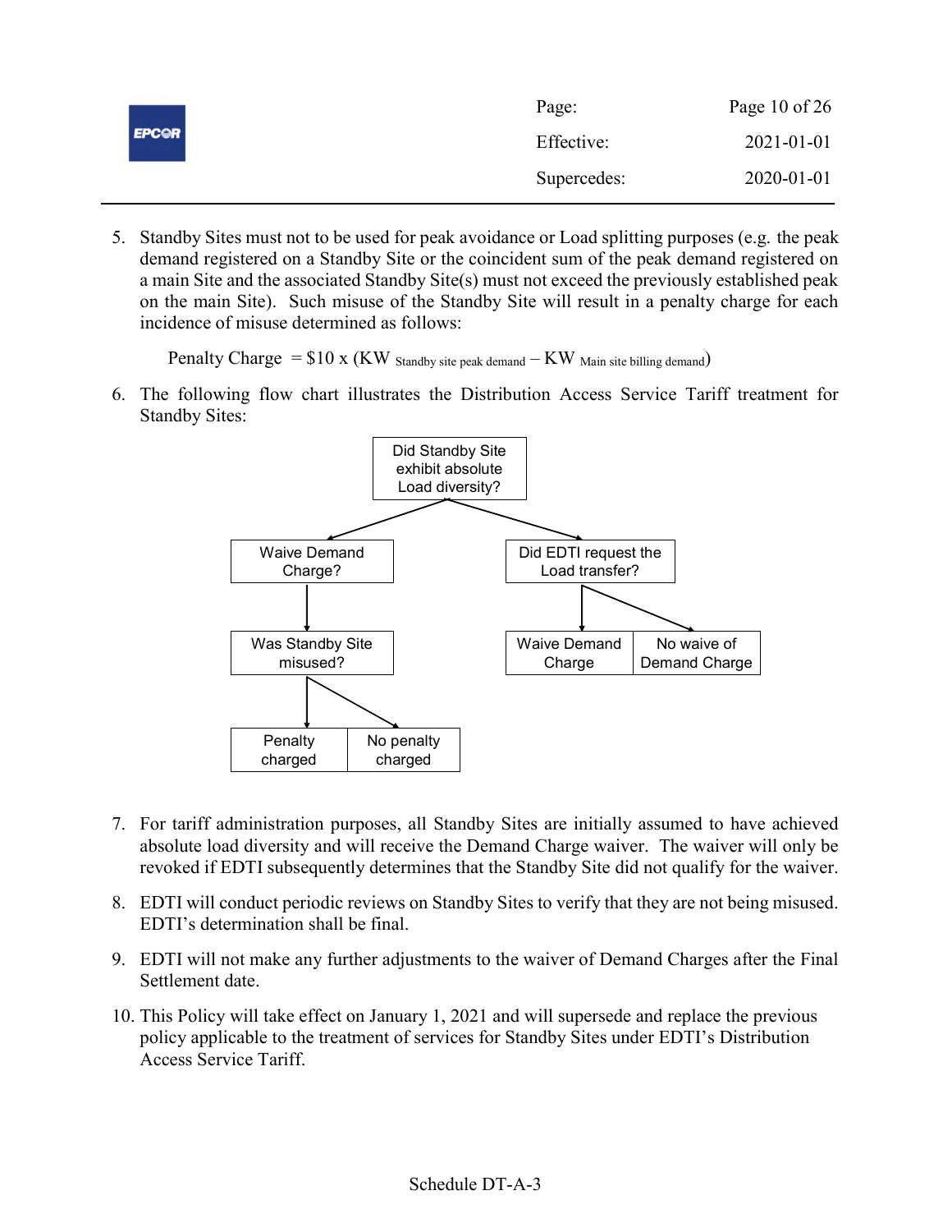5. Standby Sites must not to be used for peak avoidance or Load splitting purposes (e.g. the peak demand registered on a Standby Site or the coincident sum of the peak demand registered on a main Site and the associated Standby Site(s) must not exceed the previously established peak on the main Site). Such misuse of the Standby Site will result in a penalty charge for each incidence of misuse determined as follows:

   $$\text{Penalty Charge} = \$10 \times (KW_{\text{Standby site peak demand}} - KW_{\text{Main site billing demand}})$$

6. The following flow chart illustrates the Distribution Access Service Tariff treatment for Standby Sites:

   - Did Standby Site exhibit absolute Load diversity?
     - Waive Demand Charge?
       - Was Standby Site misused?
         - Penalty charged
         - No penalty charged
     - Did EDTI request the Load transfer?
       - Waive Demand Charge
       - No waive of Demand Charge

7. For tariff administration purposes, all Standby Sites are initially assumed to have achieved absolute load diversity and will receive the Demand Charge waiver. The waiver will only be revoked if EDTI subsequently determines that the Standby Site did not qualify for the waiver.

8. EDTI will conduct periodic reviews on Standby Sites to verify that they are not being misused. EDTI's determination shall be final.

9. EDTI will not make any further adjustments to the waiver of Demand Charges after the Final Settlement date.

10. This Policy will take effect on January 1, 2021 and will supersede and replace the previous policy applicable to the treatment of services for Standby Sites under EDTI's Distribution Access Service Tariff.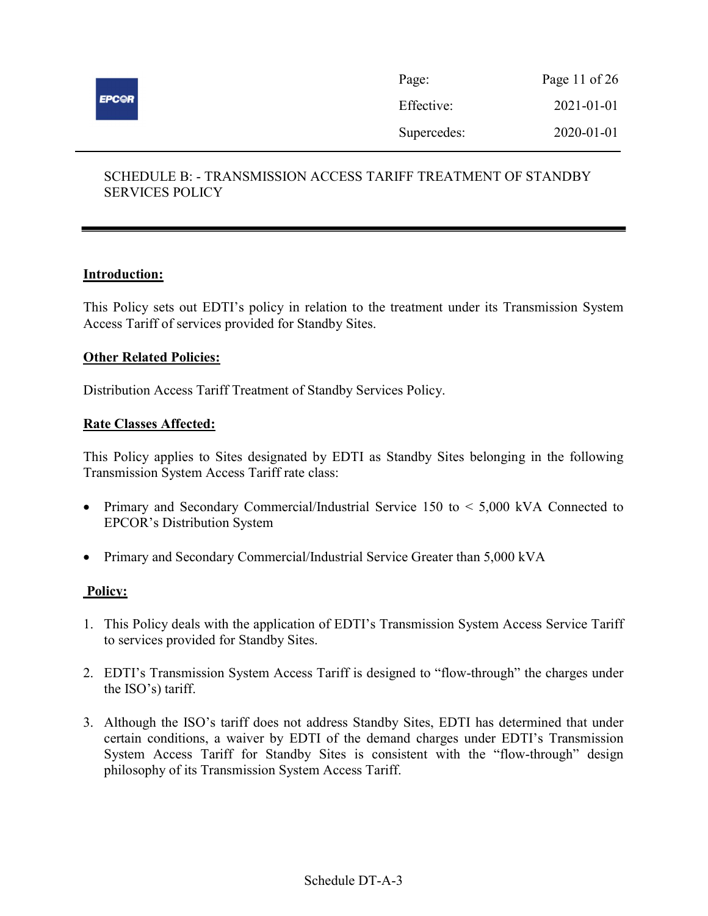SCHEDULE B: - TRANSMISSION ACCESS TARIFF TREATMENT OF STANDBY SERVICES POLICY

**Introduction:**

This Policy sets out EDTI's policy in relation to the treatment under its Transmission System Access Tariff of services provided for Standby Sites.

**Other Related Policies:**

Distribution Access Tariff Treatment of Standby Services Policy.

**Rate Classes Affected:**

This Policy applies to Sites designated by EDTI as Standby Sites belonging in the following Transmission System Access Tariff rate class:

- Primary and Secondary Commercial/Industrial Service 150 to < 5,000 kVA Connected to EPCOR's Distribution System
- Primary and Secondary Commercial/Industrial Service Greater than 5,000 kVA

**Policy:**

1. This Policy deals with the application of EDTI's Transmission System Access Service Tariff to services provided for Standby Sites.
2. EDTI's Transmission System Access Tariff is designed to "flow-through" the charges under the ISO's) tariff.
3. Although the ISO's tariff does not address Standby Sites, EDTI has determined that under certain conditions, a waiver by EDTI of the demand charges under EDTI's Transmission System Access Tariff for Standby Sites is consistent with the "flow-through" design philosophy of its Transmission System Access Tariff.

Schedule DT-A-3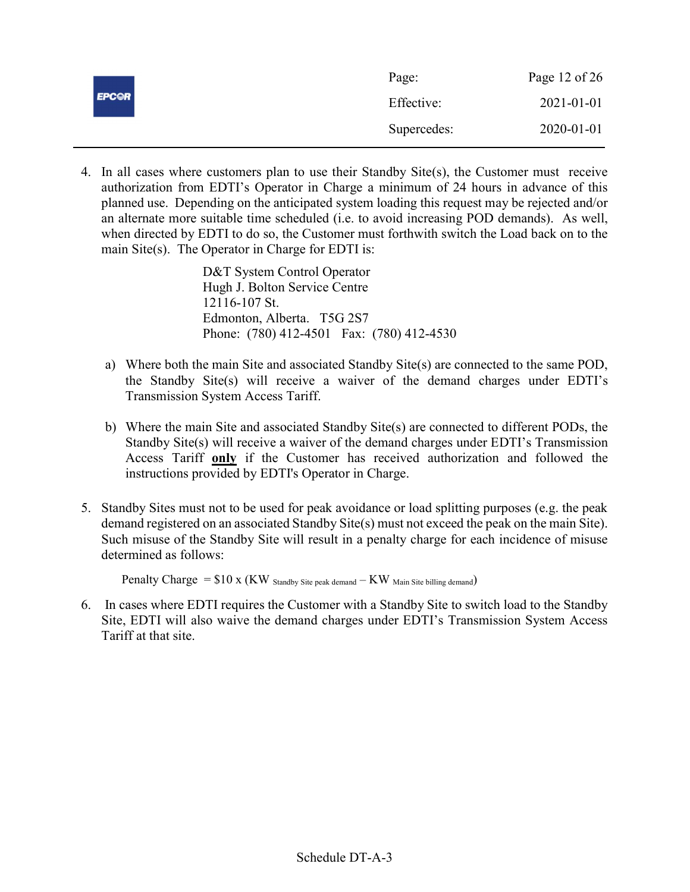4. In all cases where customers plan to use their Standby Site(s), the Customer must receive authorization from EDTI's Operator in Charge a minimum of 24 hours in advance of this planned use. Depending on the anticipated system loading this request may be rejected and/or an alternate more suitable time scheduled (i.e. to avoid increasing POD demands). As well, when directed by EDTI to do so, the Customer must forthwith switch the Load back on to the main Site(s). The Operator in Charge for EDTI is:

   D&T System Control Operator
   Hugh J. Bolton Service Centre
   12116-107 St.
   Edmonton, Alberta. T5G 2S7
   Phone: (780) 412-4501 Fax: (780) 412-4530

   a) Where both the main Site and associated Standby Site(s) are connected to the same POD, the Standby Site(s) will receive a waiver of the demand charges under EDTI's Transmission System Access Tariff.

   b) Where the main Site and associated Standby Site(s) are connected to different PODs, the Standby Site(s) will receive a waiver of the demand charges under EDTI's Transmission Access Tariff **only** if the Customer has received authorization and followed the instructions provided by EDTI's Operator in Charge.

5. Standby Sites must not to be used for peak avoidance or load splitting purposes (e.g. the peak demand registered on an associated Standby Site(s) must not exceed the peak on the main Site). Such misuse of the Standby Site will result in a penalty charge for each incidence of misuse determined as follows:

   $$\text{Penalty Charge} = \$10 \times (KW_{\text{Standby Site peak demand}} - KW_{\text{Main Site billing demand}})$$

6. In cases where EDTI requires the Customer with a Standby Site to switch load to the Standby Site, EDTI will also waive the demand charges under EDTI's Transmission System Access Tariff at that site.

Schedule DT-A-3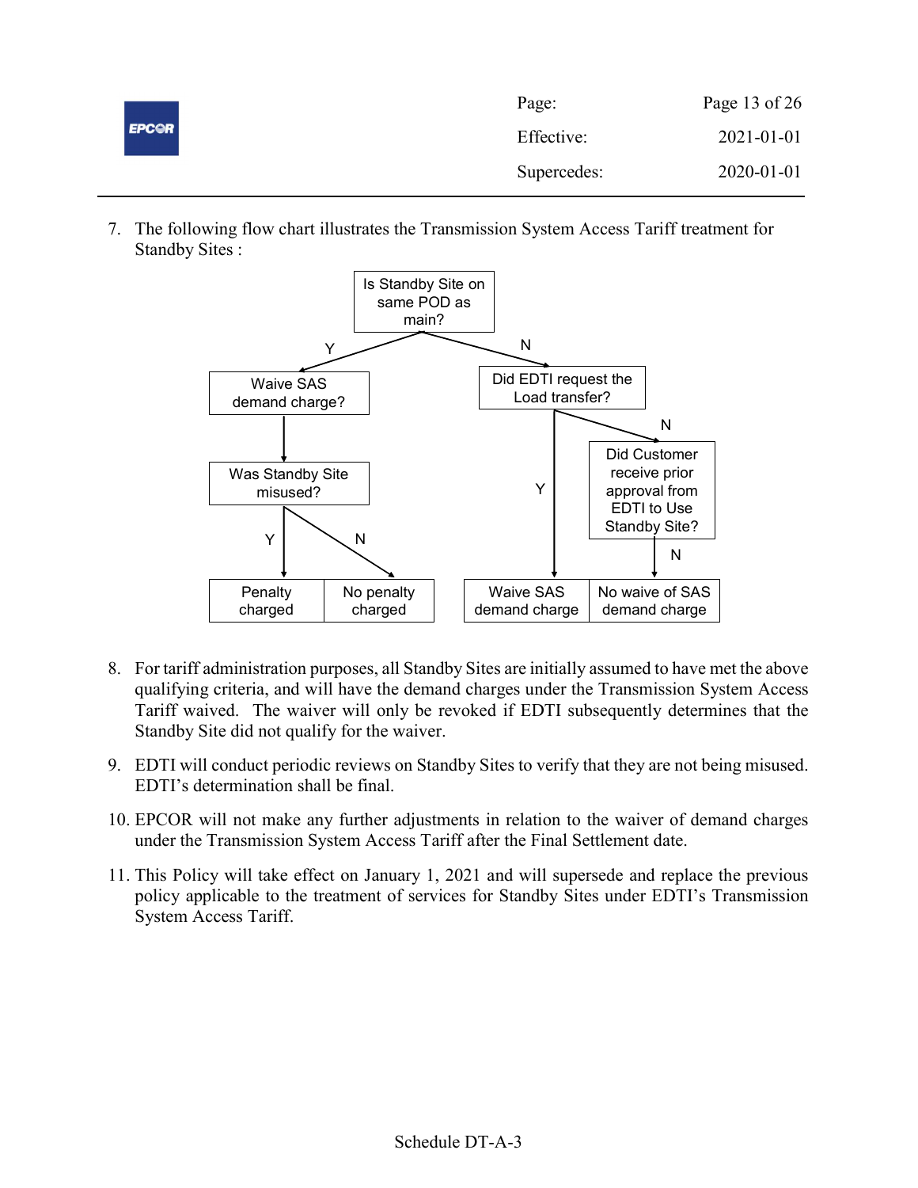7. The following flow chart illustrates the Transmission System Access Tariff treatment for Standby Sites :

Is Standby Site on same POD as main?

- Y → Waive SAS demand charge? → Was Standby Site misused?
  - Y → Penalty charged
  - N → No penalty charged
- N → Did EDTI request the Load transfer?
  - Y → Waive SAS demand charge
  - N → Did Customer receive prior approval from EDTI to Use Standby Site?
    - N → No waive of SAS demand charge

8. For tariff administration purposes, all Standby Sites are initially assumed to have met the above qualifying criteria, and will have the demand charges under the Transmission System Access Tariff waived. The waiver will only be revoked if EDTI subsequently determines that the Standby Site did not qualify for the waiver.

9. EDTI will conduct periodic reviews on Standby Sites to verify that they are not being misused. EDTI's determination shall be final.

10. EPCOR will not make any further adjustments in relation to the waiver of demand charges under the Transmission System Access Tariff after the Final Settlement date.

11. This Policy will take effect on January 1, 2021 and will supersede and replace the previous policy applicable to the treatment of services for Standby Sites under EDTI's Transmission System Access Tariff.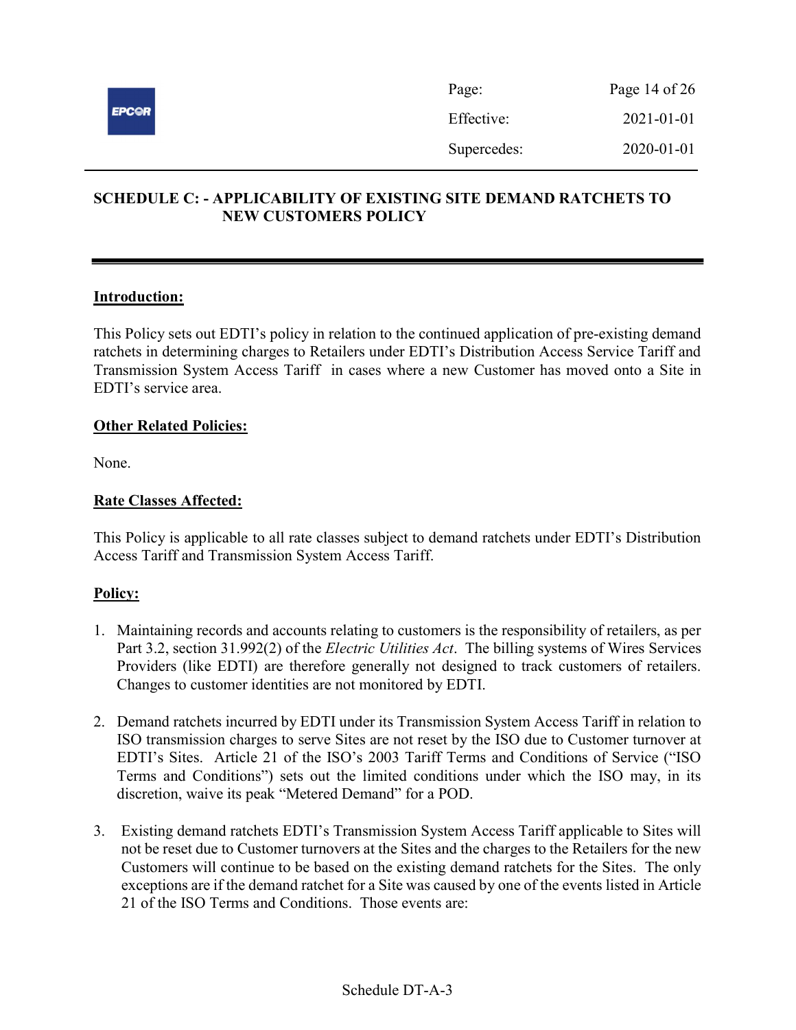## SCHEDULE C: - APPLICABILITY OF EXISTING SITE DEMAND RATCHETS TO NEW CUSTOMERS POLICY

**Introduction:**

This Policy sets out EDTI's policy in relation to the continued application of pre-existing demand ratchets in determining charges to Retailers under EDTI's Distribution Access Service Tariff and Transmission System Access Tariff in cases where a new Customer has moved onto a Site in EDTI's service area.

**Other Related Policies:**

None.

**Rate Classes Affected:**

This Policy is applicable to all rate classes subject to demand ratchets under EDTI's Distribution Access Tariff and Transmission System Access Tariff.

**Policy:**

1. Maintaining records and accounts relating to customers is the responsibility of retailers, as per Part 3.2, section 31.992(2) of the *Electric Utilities Act*. The billing systems of Wires Services Providers (like EDTI) are therefore generally not designed to track customers of retailers. Changes to customer identities are not monitored by EDTI.

2. Demand ratchets incurred by EDTI under its Transmission System Access Tariff in relation to ISO transmission charges to serve Sites are not reset by the ISO due to Customer turnover at EDTI's Sites. Article 21 of the ISO's 2003 Tariff Terms and Conditions of Service ("ISO Terms and Conditions") sets out the limited conditions under which the ISO may, in its discretion, waive its peak "Metered Demand" for a POD.

3. Existing demand ratchets EDTI's Transmission System Access Tariff applicable to Sites will not be reset due to Customer turnovers at the Sites and the charges to the Retailers for the new Customers will continue to be based on the existing demand ratchets for the Sites. The only exceptions are if the demand ratchet for a Site was caused by one of the events listed in Article 21 of the ISO Terms and Conditions. Those events are:

Schedule DT-A-3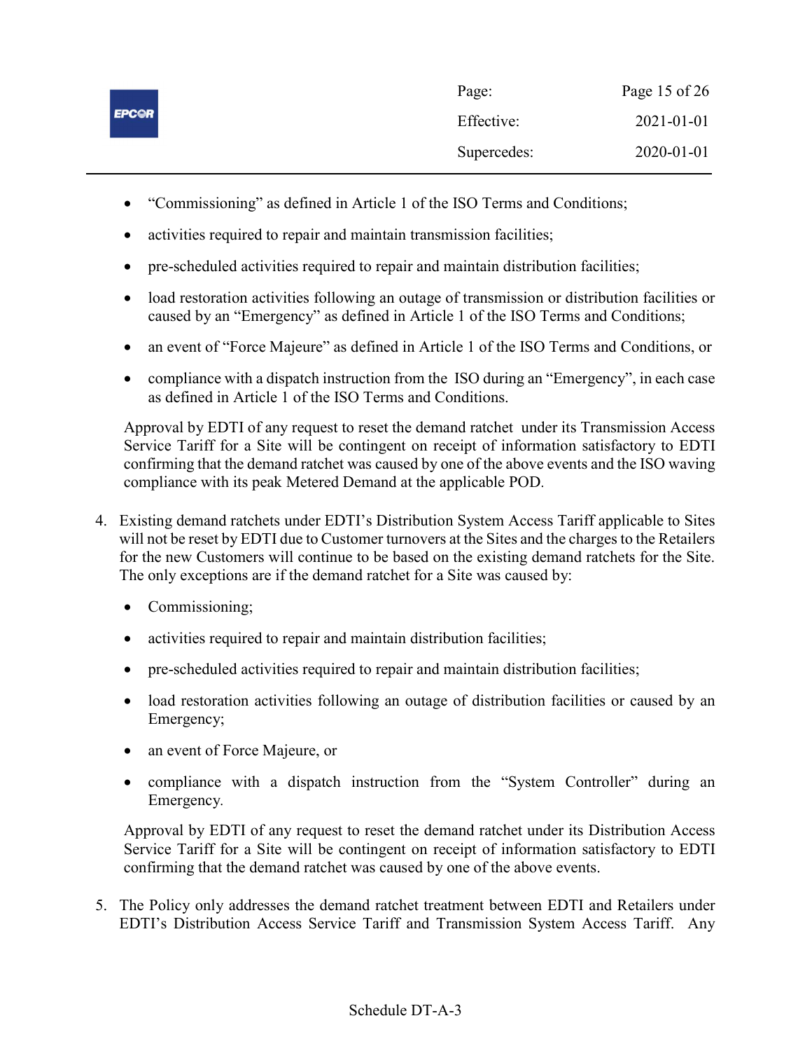- "Commissioning" as defined in Article 1 of the ISO Terms and Conditions;
- activities required to repair and maintain transmission facilities;
- pre-scheduled activities required to repair and maintain distribution facilities;
- load restoration activities following an outage of transmission or distribution facilities or caused by an "Emergency" as defined in Article 1 of the ISO Terms and Conditions;
- an event of "Force Majeure" as defined in Article 1 of the ISO Terms and Conditions, or
- compliance with a dispatch instruction from the ISO during an "Emergency", in each case as defined in Article 1 of the ISO Terms and Conditions.

Approval by EDTI of any request to reset the demand ratchet under its Transmission Access Service Tariff for a Site will be contingent on receipt of information satisfactory to EDTI confirming that the demand ratchet was caused by one of the above events and the ISO waving compliance with its peak Metered Demand at the applicable POD.

4. Existing demand ratchets under EDTI's Distribution System Access Tariff applicable to Sites will not be reset by EDTI due to Customer turnovers at the Sites and the charges to the Retailers for the new Customers will continue to be based on the existing demand ratchets for the Site. The only exceptions are if the demand ratchet for a Site was caused by:

   - Commissioning;
   - activities required to repair and maintain distribution facilities;
   - pre-scheduled activities required to repair and maintain distribution facilities;
   - load restoration activities following an outage of distribution facilities or caused by an Emergency;
   - an event of Force Majeure, or
   - compliance with a dispatch instruction from the "System Controller" during an Emergency.

   Approval by EDTI of any request to reset the demand ratchet under its Distribution Access Service Tariff for a Site will be contingent on receipt of information satisfactory to EDTI confirming that the demand ratchet was caused by one of the above events.

5. The Policy only addresses the demand ratchet treatment between EDTI and Retailers under EDTI's Distribution Access Service Tariff and Transmission System Access Tariff. Any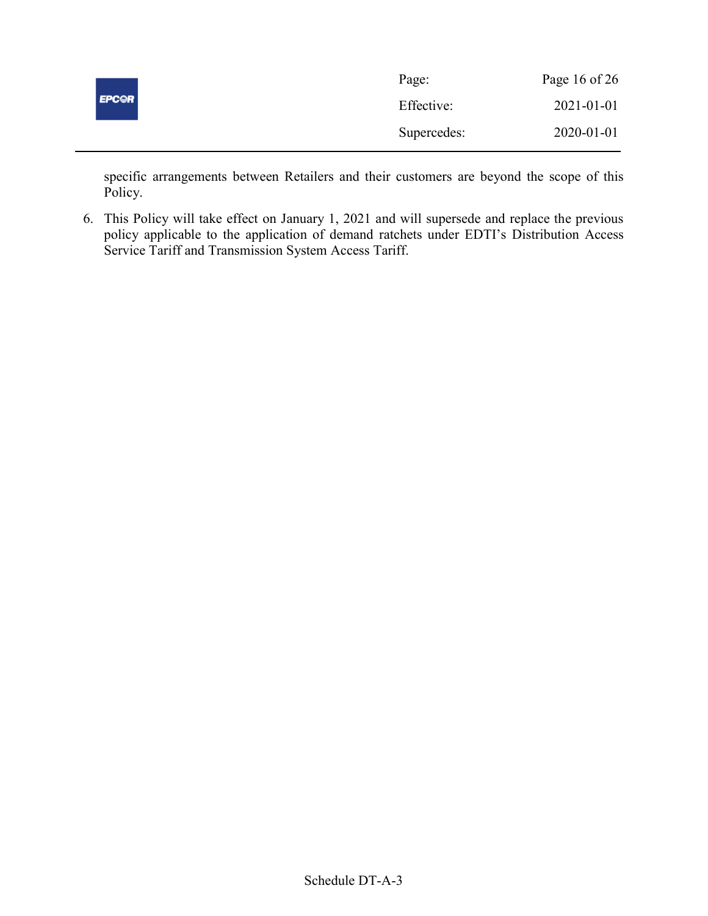specific arrangements between Retailers and their customers are beyond the scope of this Policy.

6. This Policy will take effect on January 1, 2021 and will supersede and replace the previous policy applicable to the application of demand ratchets under EDTI's Distribution Access Service Tariff and Transmission System Access Tariff.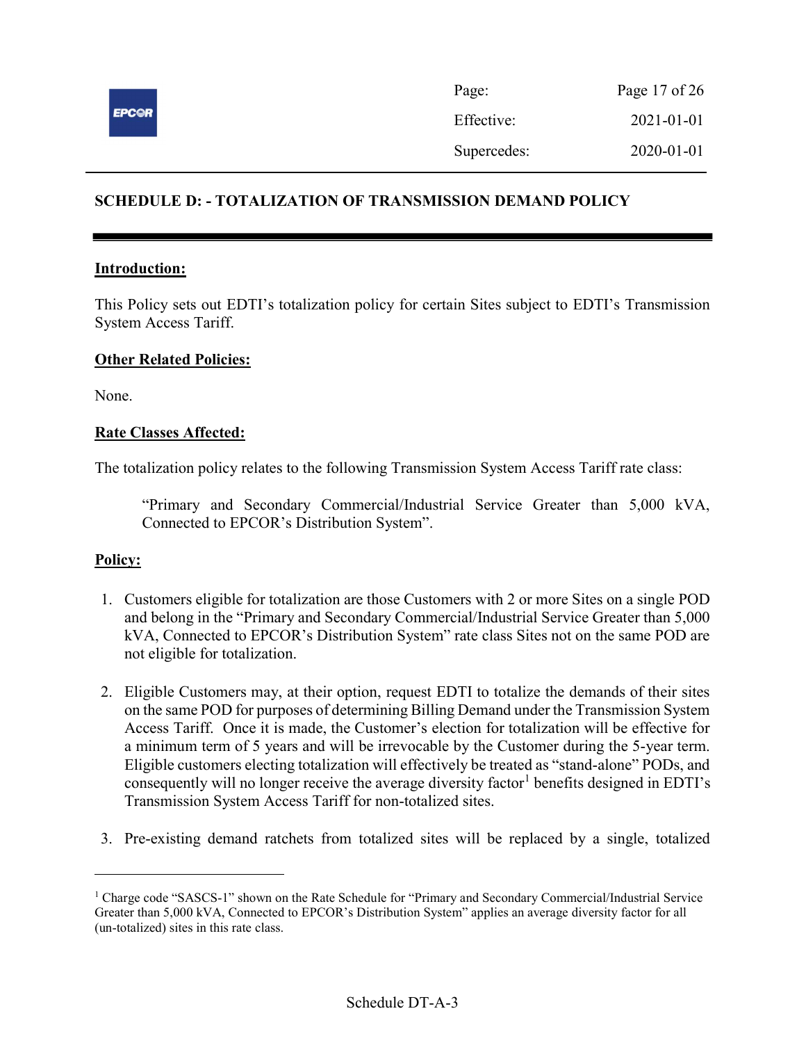## SCHEDULE D: - TOTALIZATION OF TRANSMISSION DEMAND POLICY

**Introduction:**

This Policy sets out EDTI's totalization policy for certain Sites subject to EDTI's Transmission System Access Tariff.

**Other Related Policies:**

None.

**Rate Classes Affected:**

The totalization policy relates to the following Transmission System Access Tariff rate class:

> "Primary and Secondary Commercial/Industrial Service Greater than 5,000 kVA, Connected to EPCOR's Distribution System".

**Policy:**

1. Customers eligible for totalization are those Customers with 2 or more Sites on a single POD and belong in the "Primary and Secondary Commercial/Industrial Service Greater than 5,000 kVA, Connected to EPCOR's Distribution System" rate class Sites not on the same POD are not eligible for totalization.

2. Eligible Customers may, at their option, request EDTI to totalize the demands of their sites on the same POD for purposes of determining Billing Demand under the Transmission System Access Tariff. Once it is made, the Customer's election for totalization will be effective for a minimum term of 5 years and will be irrevocable by the Customer during the 5-year term. Eligible customers electing totalization will effectively be treated as "stand-alone" PODs, and consequently will no longer receive the average diversity factor[1] benefits designed in EDTI's Transmission System Access Tariff for non-totalized sites.

3. Pre-existing demand ratchets from totalized sites will be replaced by a single, totalized

[1] Charge code "SASCS-1" shown on the Rate Schedule for "Primary and Secondary Commercial/Industrial Service Greater than 5,000 kVA, Connected to EPCOR's Distribution System" applies an average diversity factor for all (un-totalized) sites in this rate class.

Schedule DT-A-3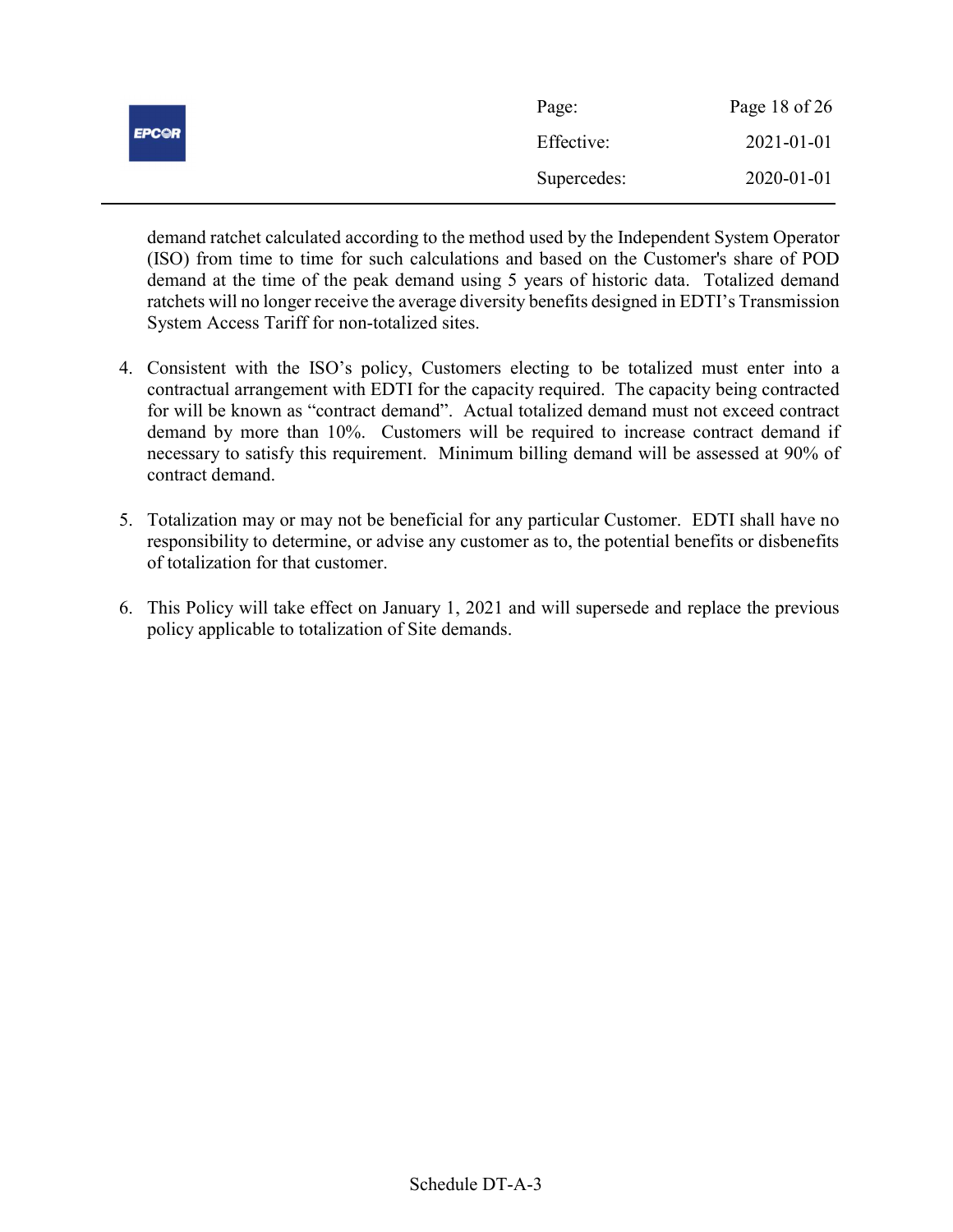demand ratchet calculated according to the method used by the Independent System Operator (ISO) from time to time for such calculations and based on the Customer's share of POD demand at the time of the peak demand using 5 years of historic data. Totalized demand ratchets will no longer receive the average diversity benefits designed in EDTI's Transmission System Access Tariff for non-totalized sites.

4. Consistent with the ISO's policy, Customers electing to be totalized must enter into a contractual arrangement with EDTI for the capacity required. The capacity being contracted for will be known as "contract demand". Actual totalized demand must not exceed contract demand by more than 10%. Customers will be required to increase contract demand if necessary to satisfy this requirement. Minimum billing demand will be assessed at 90% of contract demand.

5. Totalization may or may not be beneficial for any particular Customer. EDTI shall have no responsibility to determine, or advise any customer as to, the potential benefits or disbenefits of totalization for that customer.

6. This Policy will take effect on January 1, 2021 and will supersede and replace the previous policy applicable to totalization of Site demands.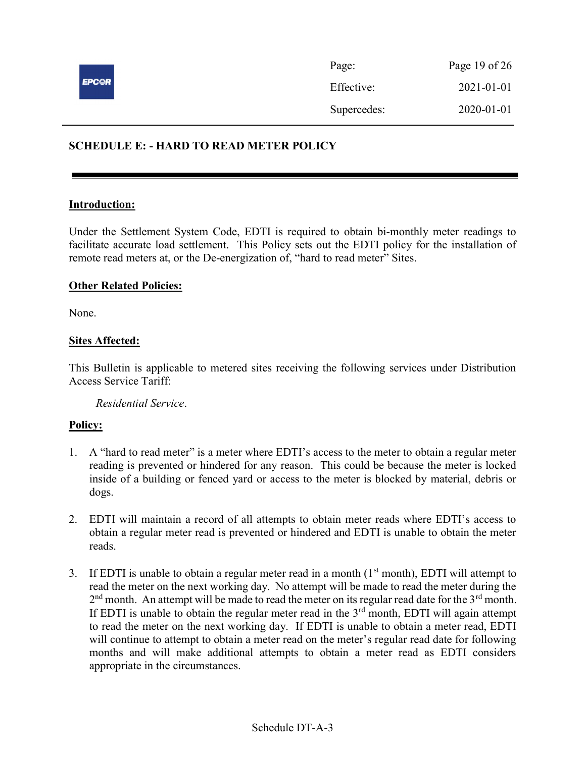## SCHEDULE E: - HARD TO READ METER POLICY

**Introduction:**

Under the Settlement System Code, EDTI is required to obtain bi-monthly meter readings to facilitate accurate load settlement. This Policy sets out the EDTI policy for the installation of remote read meters at, or the De-energization of, "hard to read meter" Sites.

**Other Related Policies:**

None.

**Sites Affected:**

This Bulletin is applicable to metered sites receiving the following services under Distribution Access Service Tariff:

*Residential Service*.

**Policy:**

1. A "hard to read meter" is a meter where EDTI's access to the meter to obtain a regular meter reading is prevented or hindered for any reason. This could be because the meter is locked inside of a building or fenced yard or access to the meter is blocked by material, debris or dogs.

2. EDTI will maintain a record of all attempts to obtain meter reads where EDTI's access to obtain a regular meter read is prevented or hindered and EDTI is unable to obtain the meter reads.

3. If EDTI is unable to obtain a regular meter read in a month (1st month), EDTI will attempt to read the meter on the next working day. No attempt will be made to read the meter during the 2nd month. An attempt will be made to read the meter on its regular read date for the 3rd month. If EDTI is unable to obtain the regular meter read in the 3rd month, EDTI will again attempt to read the meter on the next working day. If EDTI is unable to obtain a meter read, EDTI will continue to attempt to obtain a meter read on the meter's regular read date for following months and will make additional attempts to obtain a meter read as EDTI considers appropriate in the circumstances.

Schedule DT-A-3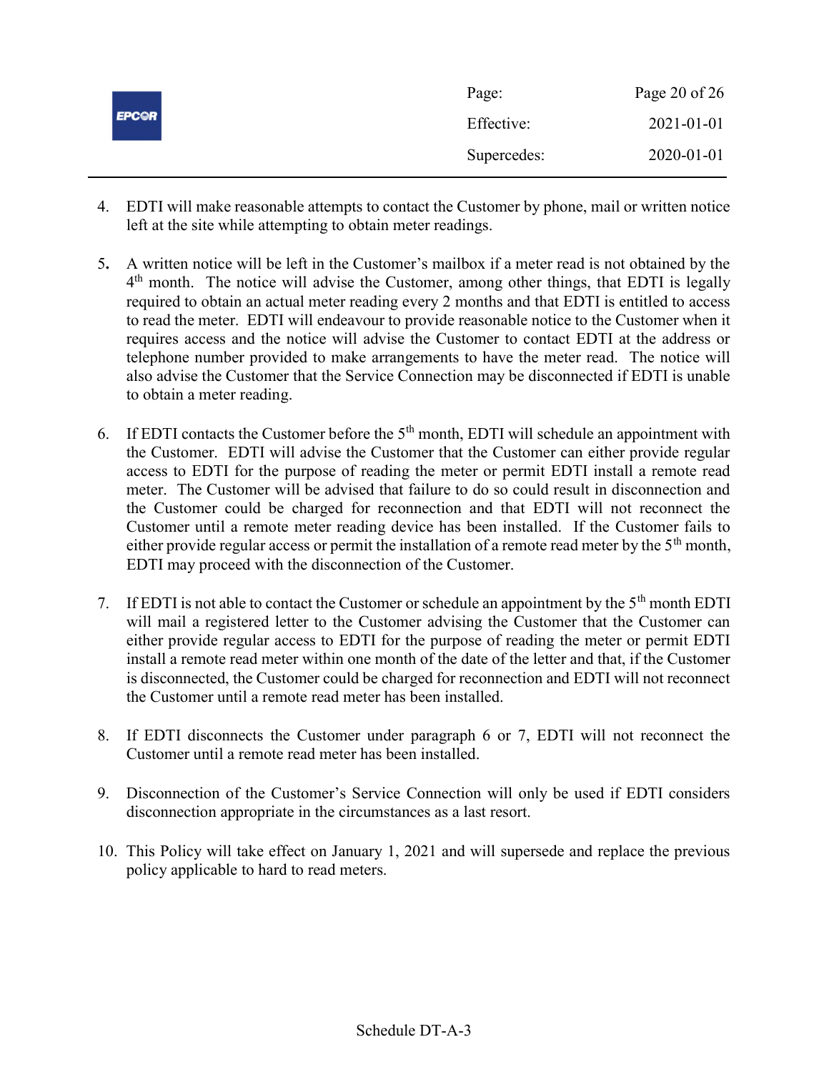4. EDTI will make reasonable attempts to contact the Customer by phone, mail or written notice left at the site while attempting to obtain meter readings.

5. A written notice will be left in the Customer's mailbox if a meter read is not obtained by the 4th month. The notice will advise the Customer, among other things, that EDTI is legally required to obtain an actual meter reading every 2 months and that EDTI is entitled to access to read the meter. EDTI will endeavour to provide reasonable notice to the Customer when it requires access and the notice will advise the Customer to contact EDTI at the address or telephone number provided to make arrangements to have the meter read. The notice will also advise the Customer that the Service Connection may be disconnected if EDTI is unable to obtain a meter reading.

6. If EDTI contacts the Customer before the 5th month, EDTI will schedule an appointment with the Customer. EDTI will advise the Customer that the Customer can either provide regular access to EDTI for the purpose of reading the meter or permit EDTI install a remote read meter. The Customer will be advised that failure to do so could result in disconnection and the Customer could be charged for reconnection and that EDTI will not reconnect the Customer until a remote meter reading device has been installed. If the Customer fails to either provide regular access or permit the installation of a remote read meter by the 5th month, EDTI may proceed with the disconnection of the Customer.

7. If EDTI is not able to contact the Customer or schedule an appointment by the 5th month EDTI will mail a registered letter to the Customer advising the Customer that the Customer can either provide regular access to EDTI for the purpose of reading the meter or permit EDTI install a remote read meter within one month of the date of the letter and that, if the Customer is disconnected, the Customer could be charged for reconnection and EDTI will not reconnect the Customer until a remote read meter has been installed.

8. If EDTI disconnects the Customer under paragraph 6 or 7, EDTI will not reconnect the Customer until a remote read meter has been installed.

9. Disconnection of the Customer's Service Connection will only be used if EDTI considers disconnection appropriate in the circumstances as a last resort.

10. This Policy will take effect on January 1, 2021 and will supersede and replace the previous policy applicable to hard to read meters.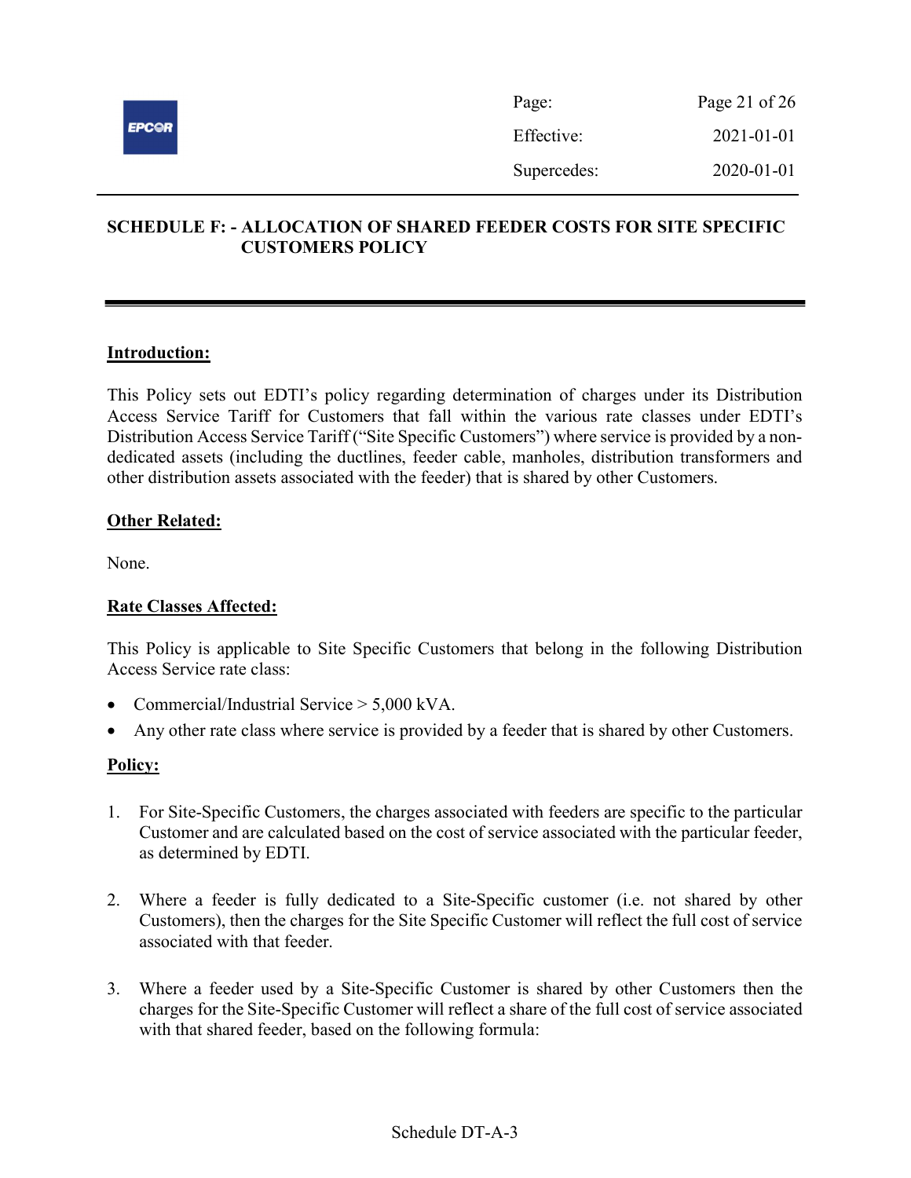# SCHEDULE F: - ALLOCATION OF SHARED FEEDER COSTS FOR SITE SPECIFIC CUSTOMERS POLICY

**Introduction:**

This Policy sets out EDTI's policy regarding determination of charges under its Distribution Access Service Tariff for Customers that fall within the various rate classes under EDTI's Distribution Access Service Tariff ("Site Specific Customers") where service is provided by a non-dedicated assets (including the ductlines, feeder cable, manholes, distribution transformers and other distribution assets associated with the feeder) that is shared by other Customers.

**Other Related:**

None.

**Rate Classes Affected:**

This Policy is applicable to Site Specific Customers that belong in the following Distribution Access Service rate class:

- Commercial/Industrial Service > 5,000 kVA.
- Any other rate class where service is provided by a feeder that is shared by other Customers.

**Policy:**

1. For Site-Specific Customers, the charges associated with feeders are specific to the particular Customer and are calculated based on the cost of service associated with the particular feeder, as determined by EDTI.

2. Where a feeder is fully dedicated to a Site-Specific customer (i.e. not shared by other Customers), then the charges for the Site Specific Customer will reflect the full cost of service associated with that feeder.

3. Where a feeder used by a Site-Specific Customer is shared by other Customers then the charges for the Site-Specific Customer will reflect a share of the full cost of service associated with that shared feeder, based on the following formula:

Schedule DT-A-3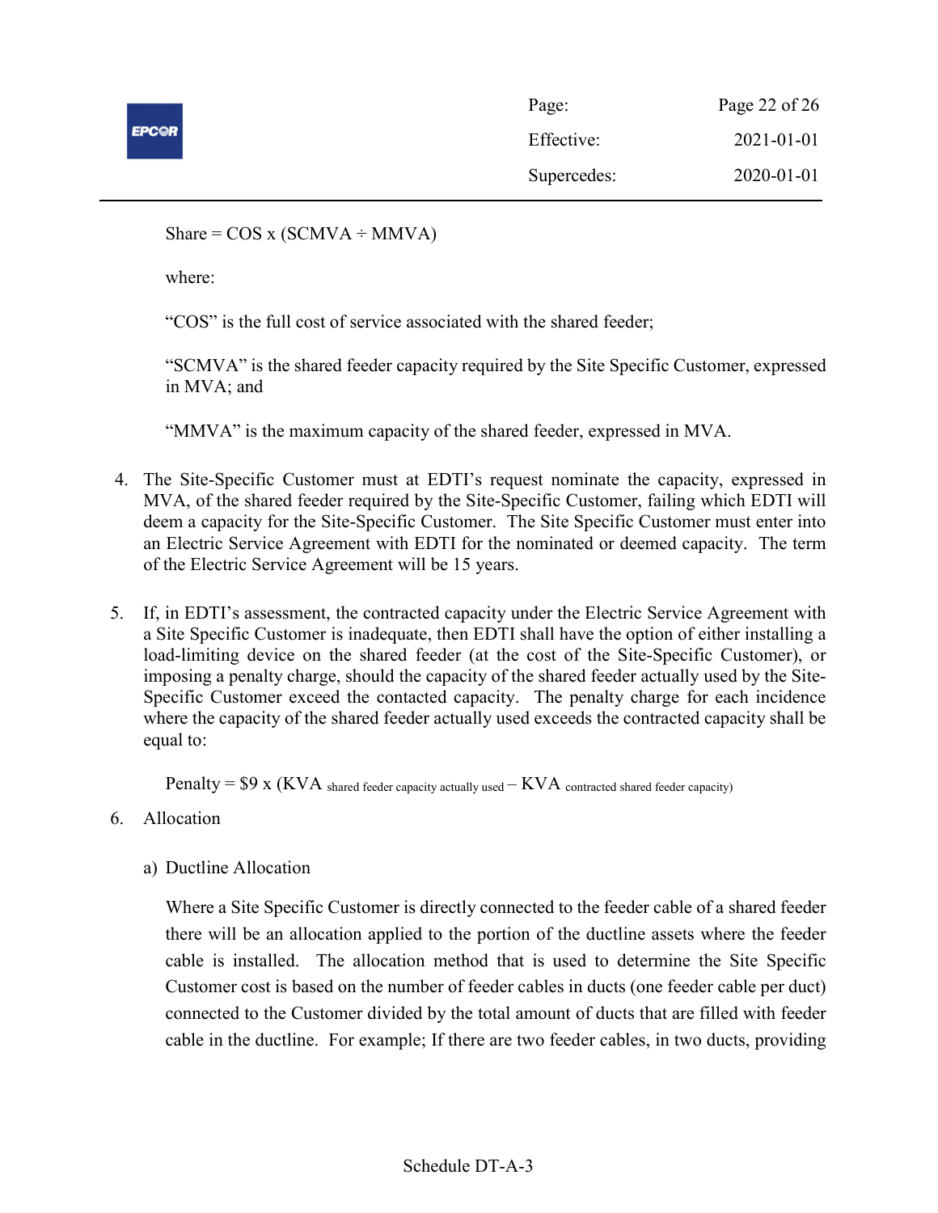Share = COS x (SCMVA ÷ MMVA)

where:

"COS" is the full cost of service associated with the shared feeder;

"SCMVA" is the shared feeder capacity required by the Site Specific Customer, expressed in MVA; and

"MMVA" is the maximum capacity of the shared feeder, expressed in MVA.

4. The Site-Specific Customer must at EDTI's request nominate the capacity, expressed in MVA, of the shared feeder required by the Site-Specific Customer, failing which EDTI will deem a capacity for the Site-Specific Customer. The Site Specific Customer must enter into an Electric Service Agreement with EDTI for the nominated or deemed capacity. The term of the Electric Service Agreement will be 15 years.

5. If, in EDTI's assessment, the contracted capacity under the Electric Service Agreement with a Site Specific Customer is inadequate, then EDTI shall have the option of either installing a load-limiting device on the shared feeder (at the cost of the Site-Specific Customer), or imposing a penalty charge, should the capacity of the shared feeder actually used by the Site-Specific Customer exceed the contacted capacity. The penalty charge for each incidence where the capacity of the shared feeder actually used exceeds the contracted capacity shall be equal to:

   $$\text{Penalty} = \$9 \times (\text{KVA}_{\text{shared feeder capacity actually used}} - \text{KVA}_{\text{contracted shared feeder capacity}})$$

6. Allocation

   a) Ductline Allocation

   Where a Site Specific Customer is directly connected to the feeder cable of a shared feeder there will be an allocation applied to the portion of the ductline assets where the feeder cable is installed. The allocation method that is used to determine the Site Specific Customer cost is based on the number of feeder cables in ducts (one feeder cable per duct) connected to the Customer divided by the total amount of ducts that are filled with feeder cable in the ductline. For example; If there are two feeder cables, in two ducts, providing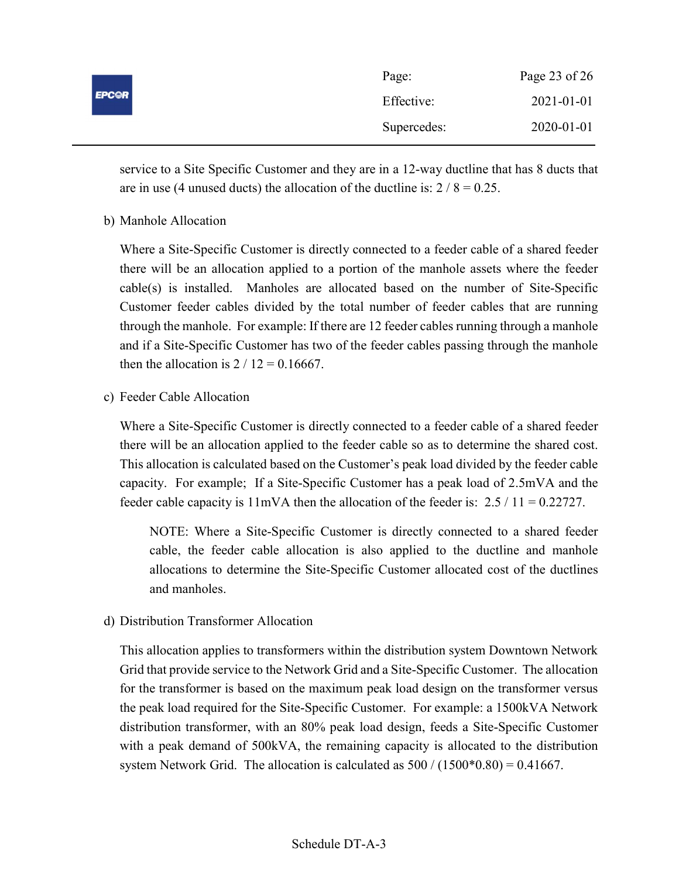service to a Site Specific Customer and they are in a 12-way ductline that has 8 ducts that are in use (4 unused ducts) the allocation of the ductline is: 2 / 8 = 0.25.

b) Manhole Allocation

Where a Site-Specific Customer is directly connected to a feeder cable of a shared feeder there will be an allocation applied to a portion of the manhole assets where the feeder cable(s) is installed. Manholes are allocated based on the number of Site-Specific Customer feeder cables divided by the total number of feeder cables that are running through the manhole. For example: If there are 12 feeder cables running through a manhole and if a Site-Specific Customer has two of the feeder cables passing through the manhole then the allocation is 2 / 12 = 0.16667.

c) Feeder Cable Allocation

Where a Site-Specific Customer is directly connected to a feeder cable of a shared feeder there will be an allocation applied to the feeder cable so as to determine the shared cost. This allocation is calculated based on the Customer's peak load divided by the feeder cable capacity. For example; If a Site-Specific Customer has a peak load of 2.5mVA and the feeder cable capacity is 11mVA then the allocation of the feeder is: 2.5 / 11 = 0.22727.

> NOTE: Where a Site-Specific Customer is directly connected to a shared feeder cable, the feeder cable allocation is also applied to the ductline and manhole allocations to determine the Site-Specific Customer allocated cost of the ductlines and manholes.

d) Distribution Transformer Allocation

This allocation applies to transformers within the distribution system Downtown Network Grid that provide service to the Network Grid and a Site-Specific Customer. The allocation for the transformer is based on the maximum peak load design on the transformer versus the peak load required for the Site-Specific Customer. For example: a 1500kVA Network distribution transformer, with an 80% peak load design, feeds a Site-Specific Customer with a peak demand of 500kVA, the remaining capacity is allocated to the distribution system Network Grid. The allocation is calculated as 500 / (1500*0.80) = 0.41667.

Schedule DT-A-3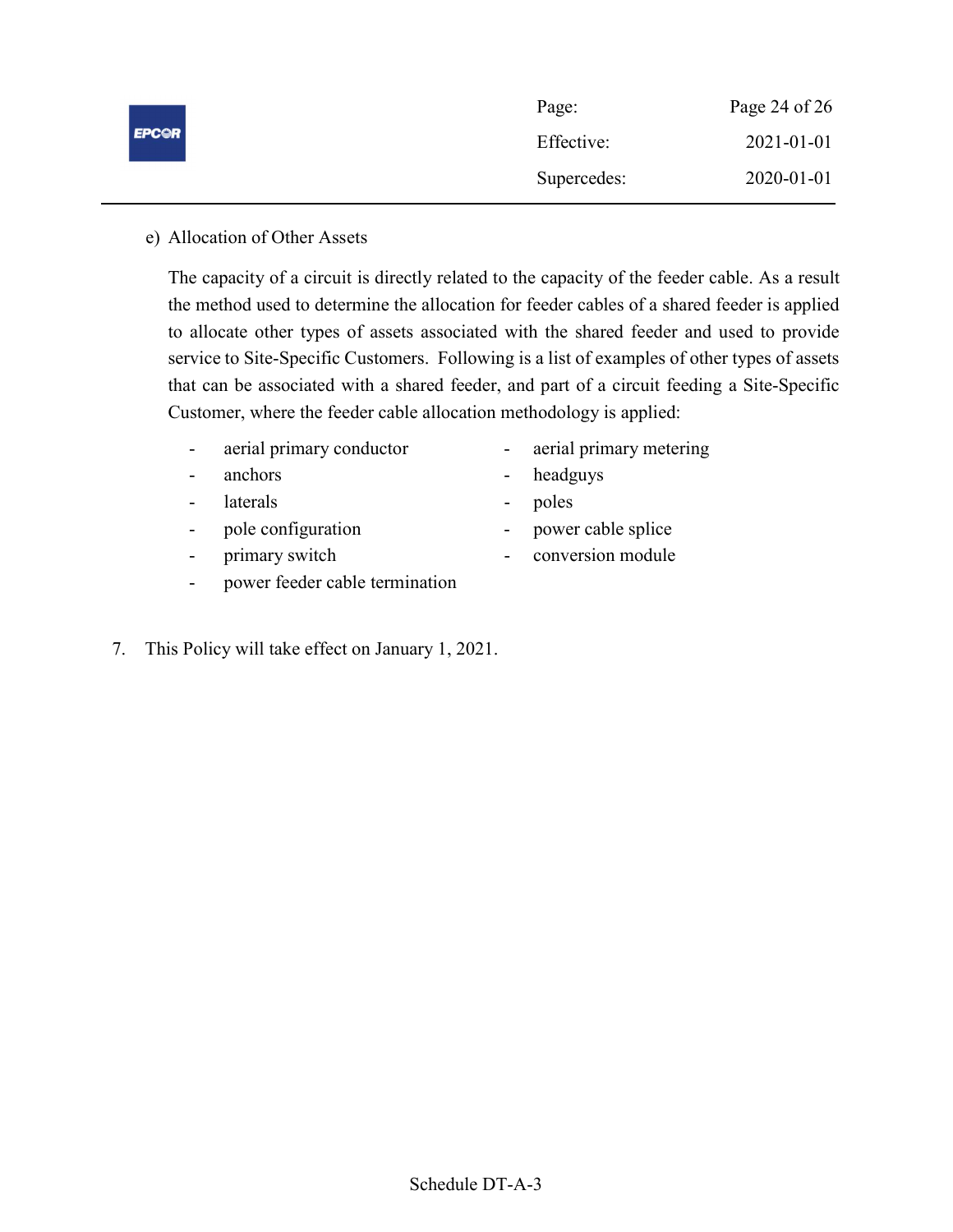e) Allocation of Other Assets

The capacity of a circuit is directly related to the capacity of the feeder cable. As a result the method used to determine the allocation for feeder cables of a shared feeder is applied to allocate other types of assets associated with the shared feeder and used to provide service to Site-Specific Customers. Following is a list of examples of other types of assets that can be associated with a shared feeder, and part of a circuit feeding a Site-Specific Customer, where the feeder cable allocation methodology is applied:

- aerial primary conductor
- anchors
- laterals
- pole configuration
- primary switch
- power feeder cable termination
- aerial primary metering
- headguys
- poles
- power cable splice
- conversion module

7. This Policy will take effect on January 1, 2021.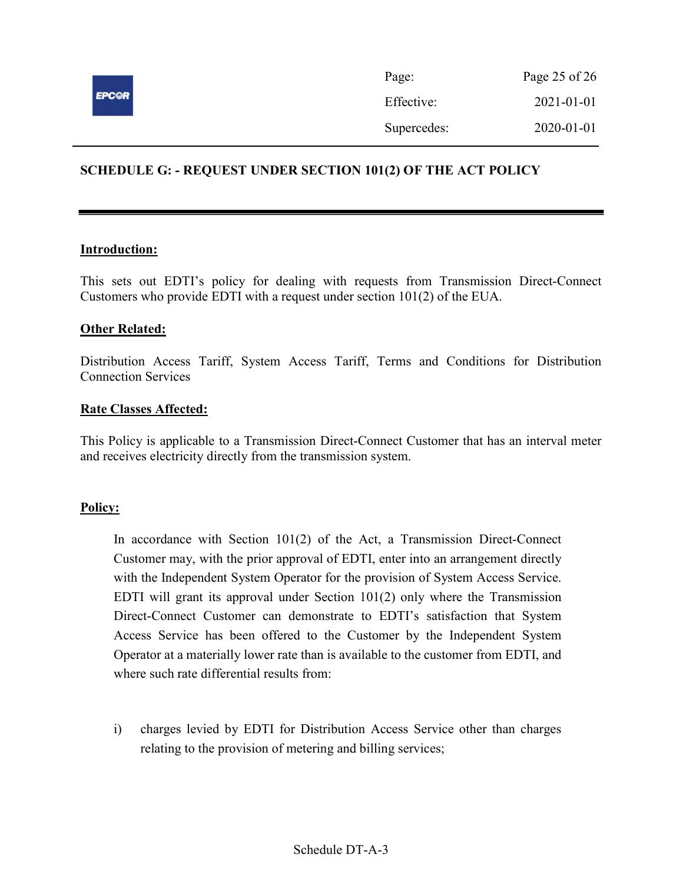## SCHEDULE G: - REQUEST UNDER SECTION 101(2) OF THE ACT POLICY

**Introduction:**

This sets out EDTI's policy for dealing with requests from Transmission Direct-Connect Customers who provide EDTI with a request under section 101(2) of the EUA.

**Other Related:**

Distribution Access Tariff, System Access Tariff, Terms and Conditions for Distribution Connection Services

**Rate Classes Affected:**

This Policy is applicable to a Transmission Direct-Connect Customer that has an interval meter and receives electricity directly from the transmission system.

**Policy:**

In accordance with Section 101(2) of the Act, a Transmission Direct-Connect Customer may, with the prior approval of EDTI, enter into an arrangement directly with the Independent System Operator for the provision of System Access Service. EDTI will grant its approval under Section 101(2) only where the Transmission Direct-Connect Customer can demonstrate to EDTI's satisfaction that System Access Service has been offered to the Customer by the Independent System Operator at a materially lower rate than is available to the customer from EDTI, and where such rate differential results from:

i) charges levied by EDTI for Distribution Access Service other than charges relating to the provision of metering and billing services;

Schedule DT-A-3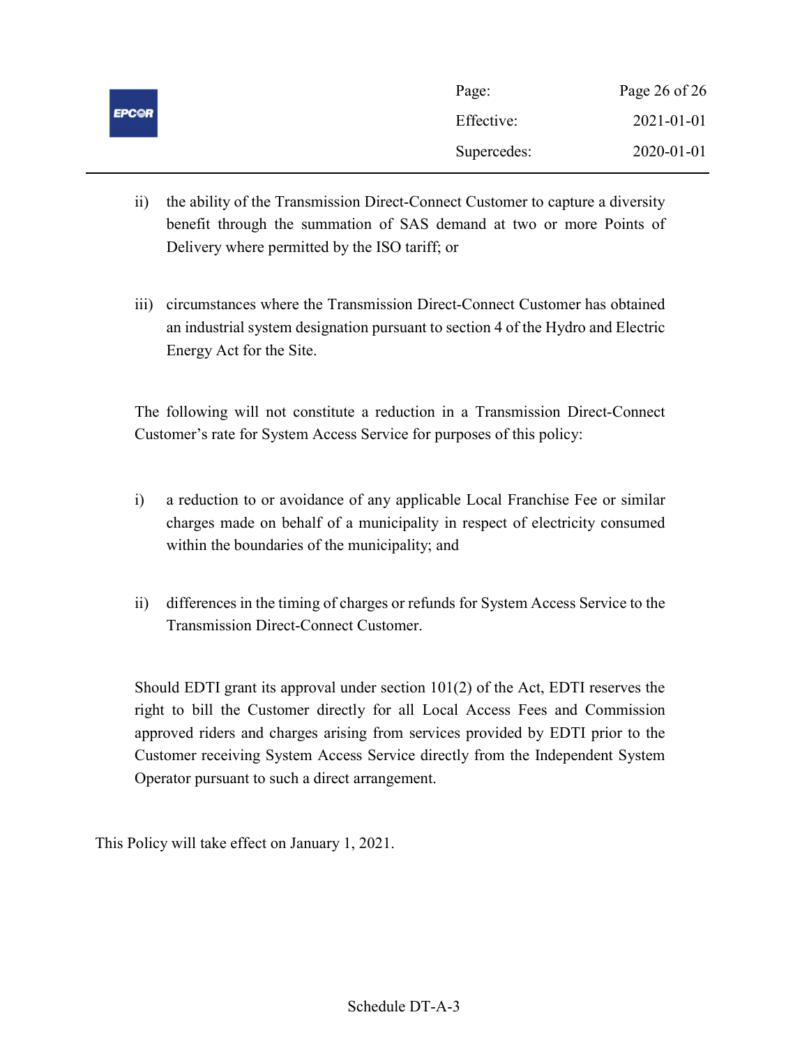ii) the ability of the Transmission Direct-Connect Customer to capture a diversity benefit through the summation of SAS demand at two or more Points of Delivery where permitted by the ISO tariff; or

iii) circumstances where the Transmission Direct-Connect Customer has obtained an industrial system designation pursuant to section 4 of the Hydro and Electric Energy Act for the Site.

The following will not constitute a reduction in a Transmission Direct-Connect Customer's rate for System Access Service for purposes of this policy:

i) a reduction to or avoidance of any applicable Local Franchise Fee or similar charges made on behalf of a municipality in respect of electricity consumed within the boundaries of the municipality; and

ii) differences in the timing of charges or refunds for System Access Service to the Transmission Direct-Connect Customer.

Should EDTI grant its approval under section 101(2) of the Act, EDTI reserves the right to bill the Customer directly for all Local Access Fees and Commission approved riders and charges arising from services provided by EDTI prior to the Customer receiving System Access Service directly from the Independent System Operator pursuant to such a direct arrangement.

This Policy will take effect on January 1, 2021.